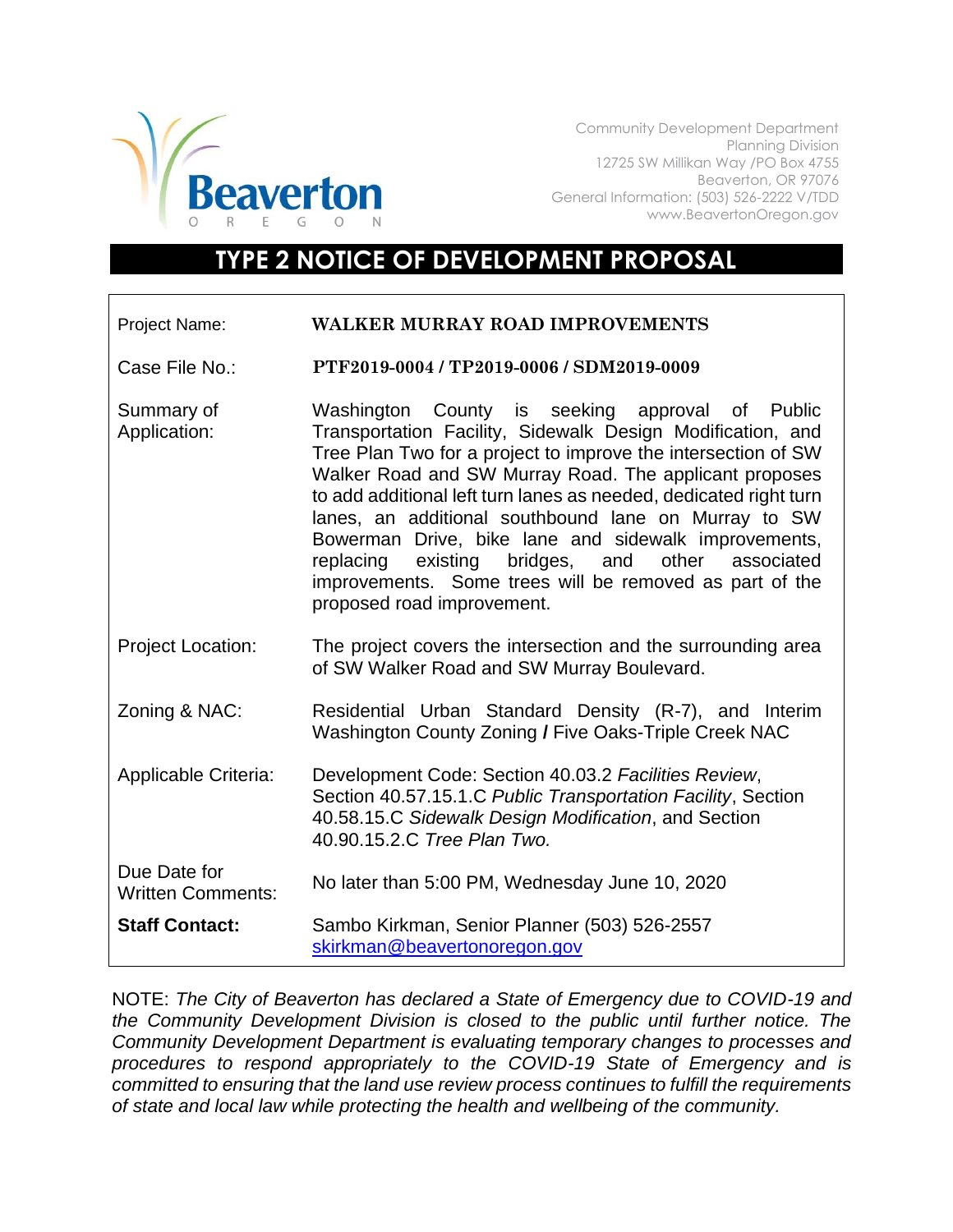Beaverton
OREGON

Community Development Department
Planning Division
12725 SW Millikan Way /PO Box 4755
Beaverton, OR 97076
General Information: (503) 526-2222 V/TDD
www.BeavertonOregon.gov

# TYPE 2 NOTICE OF DEVELOPMENT PROPOSAL

| | |
|---|---|
| Project Name: | **WALKER MURRAY ROAD IMPROVEMENTS** |
| Case File No.: | **PTF2019-0004 / TP2019-0006 / SDM2019-0009** |
| Summary of Application: | Washington County is seeking approval of Public Transportation Facility, Sidewalk Design Modification, and Tree Plan Two for a project to improve the intersection of SW Walker Road and SW Murray Road. The applicant proposes to add additional left turn lanes as needed, dedicated right turn lanes, an additional southbound lane on Murray to SW Bowerman Drive, bike lane and sidewalk improvements, replacing existing bridges, and other associated improvements. Some trees will be removed as part of the proposed road improvement. |
| Project Location: | The project covers the intersection and the surrounding area of SW Walker Road and SW Murray Boulevard. |
| Zoning & NAC: | Residential Urban Standard Density (R-7), and Interim Washington County Zoning **/** Five Oaks-Triple Creek NAC |
| Applicable Criteria: | Development Code: Section 40.03.2 *Facilities Review*, Section 40.57.15.1.C *Public Transportation Facility*, Section 40.58.15.C *Sidewalk Design Modification*, and Section 40.90.15.2.C *Tree Plan Two.* |
| Due Date for Written Comments: | No later than 5:00 PM, Wednesday June 10, 2020 |
| **Staff Contact:** | Sambo Kirkman, Senior Planner (503) 526-2557 skirkman@beavertonoregon.gov |

NOTE: *The City of Beaverton has declared a State of Emergency due to COVID-19 and the Community Development Division is closed to the public until further notice. The Community Development Department is evaluating temporary changes to processes and procedures to respond appropriately to the COVID-19 State of Emergency and is committed to ensuring that the land use review process continues to fulfill the requirements of state and local law while protecting the health and wellbeing of the community.*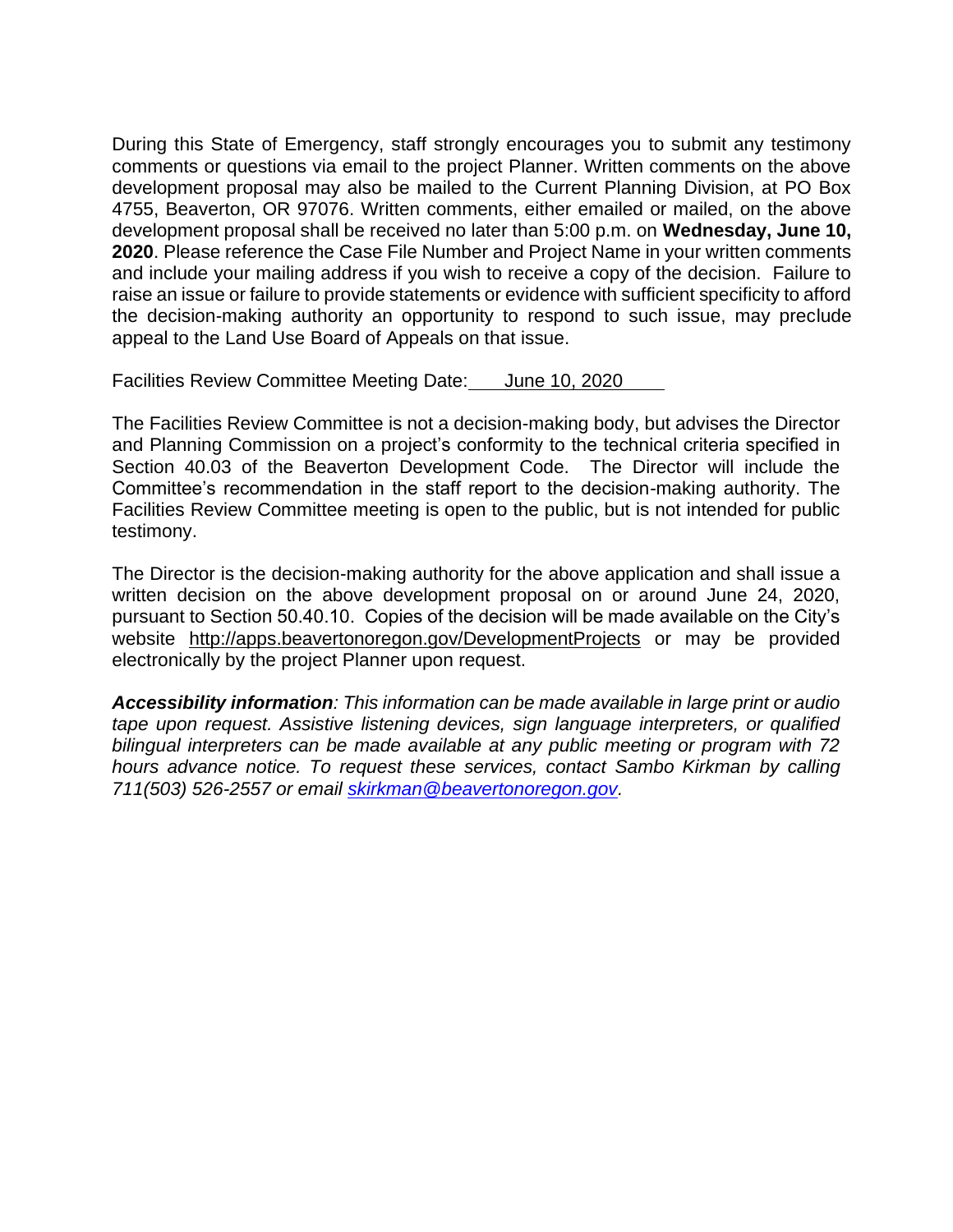During this State of Emergency, staff strongly encourages you to submit any testimony comments or questions via email to the project Planner. Written comments on the above development proposal may also be mailed to the Current Planning Division, at PO Box 4755, Beaverton, OR 97076. Written comments, either emailed or mailed, on the above development proposal shall be received no later than 5:00 p.m. on **Wednesday, June 10, 2020**. Please reference the Case File Number and Project Name in your written comments and include your mailing address if you wish to receive a copy of the decision. Failure to raise an issue or failure to provide statements or evidence with sufficient specificity to afford the decision-making authority an opportunity to respond to such issue, may preclude appeal to the Land Use Board of Appeals on that issue.

Facilities Review Committee Meeting Date: June 10, 2020

The Facilities Review Committee is not a decision-making body, but advises the Director and Planning Commission on a project's conformity to the technical criteria specified in Section 40.03 of the Beaverton Development Code. The Director will include the Committee's recommendation in the staff report to the decision-making authority. The Facilities Review Committee meeting is open to the public, but is not intended for public testimony.

The Director is the decision-making authority for the above application and shall issue a written decision on the above development proposal on or around June 24, 2020, pursuant to Section 50.40.10. Copies of the decision will be made available on the City's website http://apps.beavertonoregon.gov/DevelopmentProjects or may be provided electronically by the project Planner upon request.

***Accessibility information****: This information can be made available in large print or audio tape upon request. Assistive listening devices, sign language interpreters, or qualified bilingual interpreters can be made available at any public meeting or program with 72 hours advance notice. To request these services, contact Sambo Kirkman by calling 711(503) 526-2557 or email skirkman@beavertonoregon.gov.*